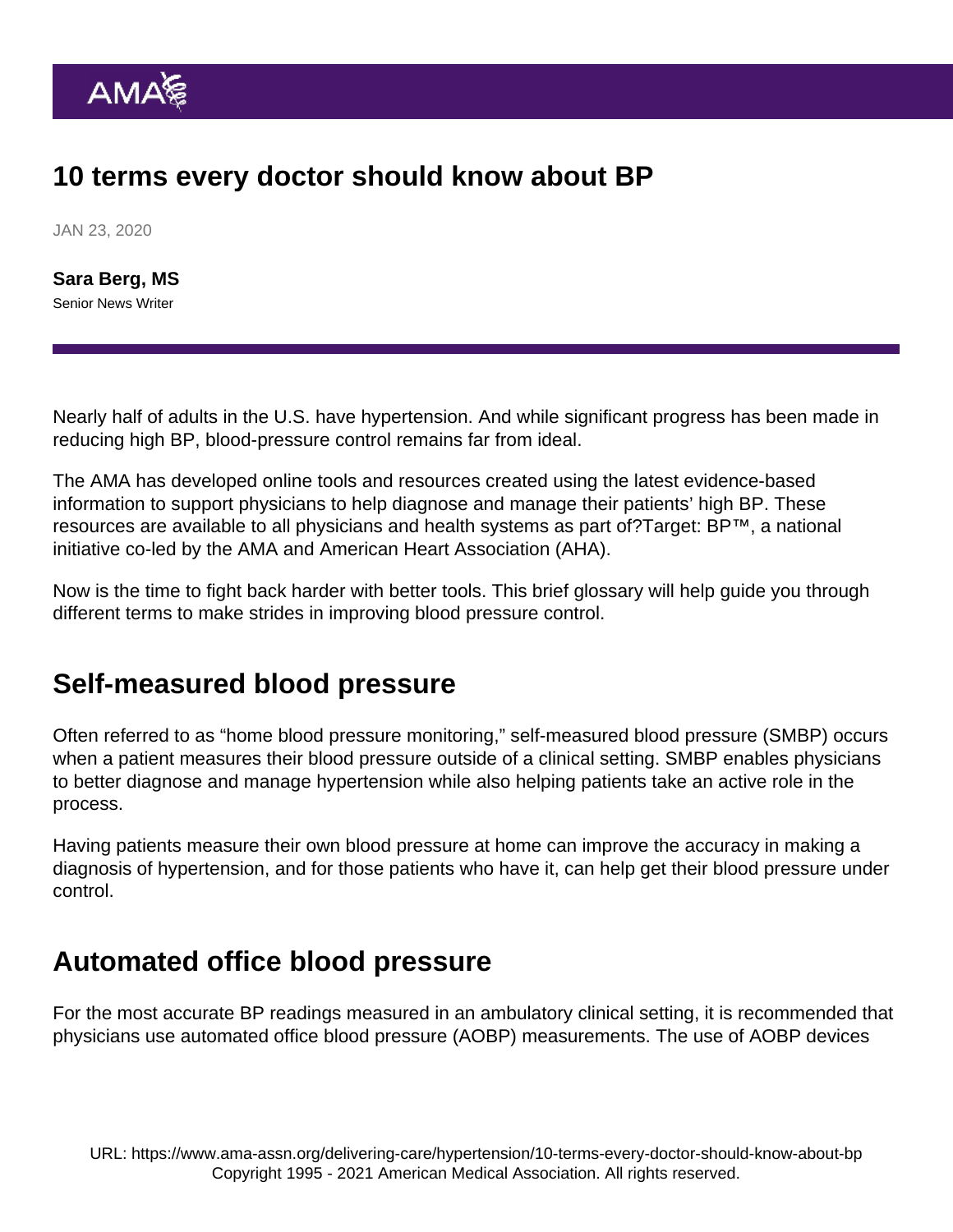# 10 terms every doctor should know about BP

JAN 23, 2020

**Sara Berg, MS**
Senior News Writer

Nearly half of adults in the U.S. have hypertension. And while significant progress has been made in reducing high BP, blood-pressure control remains far from ideal.

The AMA has developed online tools and resources created using the latest evidence-based information to support physicians to help diagnose and manage their patients' high BP. These resources are available to all physicians and health systems as part of?Target: BP™, a national initiative co-led by the AMA and American Heart Association (AHA).

Now is the time to fight back harder with better tools. This brief glossary will help guide you through different terms to make strides in improving blood pressure control.

## Self-measured blood pressure

Often referred to as "home blood pressure monitoring," self-measured blood pressure (SMBP) occurs when a patient measures their blood pressure outside of a clinical setting. SMBP enables physicians to better diagnose and manage hypertension while also helping patients take an active role in the process.

Having patients measure their own blood pressure at home can improve the accuracy in making a diagnosis of hypertension, and for those patients who have it, can help get their blood pressure under control.

## Automated office blood pressure

For the most accurate BP readings measured in an ambulatory clinical setting, it is recommended that physicians use automated office blood pressure (AOBP) measurements. The use of AOBP devices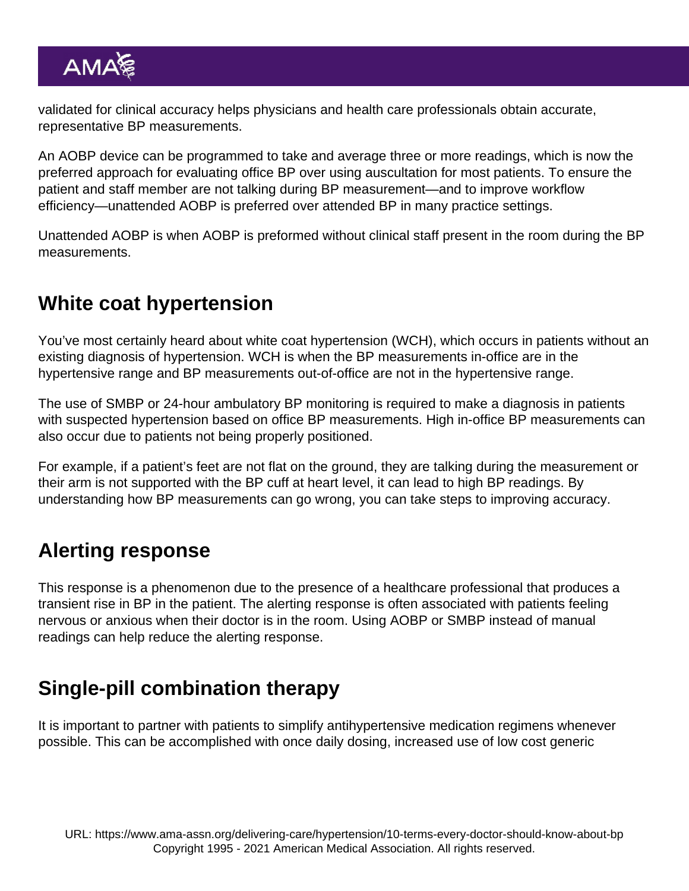validated for clinical accuracy helps physicians and health care professionals obtain accurate, representative BP measurements.

An AOBP device can be programmed to take and average three or more readings, which is now the preferred approach for evaluating office BP over using auscultation for most patients. To ensure the patient and staff member are not talking during BP measurement—and to improve workflow efficiency—unattended AOBP is preferred over attended BP in many practice settings.

Unattended AOBP is when AOBP is preformed without clinical staff present in the room during the BP measurements.

## White coat hypertension

You've most certainly heard about white coat hypertension (WCH), which occurs in patients without an existing diagnosis of hypertension. WCH is when the BP measurements in-office are in the hypertensive range and BP measurements out-of-office are not in the hypertensive range.

The use of SMBP or 24-hour ambulatory BP monitoring is required to make a diagnosis in patients with suspected hypertension based on office BP measurements. High in-office BP measurements can also occur due to patients not being properly positioned.

For example, if a patient's feet are not flat on the ground, they are talking during the measurement or their arm is not supported with the BP cuff at heart level, it can lead to high BP readings. By understanding how BP measurements can go wrong, you can take steps to improving accuracy.

## Alerting response

This response is a phenomenon due to the presence of a healthcare professional that produces a transient rise in BP in the patient. The alerting response is often associated with patients feeling nervous or anxious when their doctor is in the room. Using AOBP or SMBP instead of manual readings can help reduce the alerting response.

## Single-pill combination therapy

It is important to partner with patients to simplify antihypertensive medication regimens whenever possible. This can be accomplished with once daily dosing, increased use of low cost generic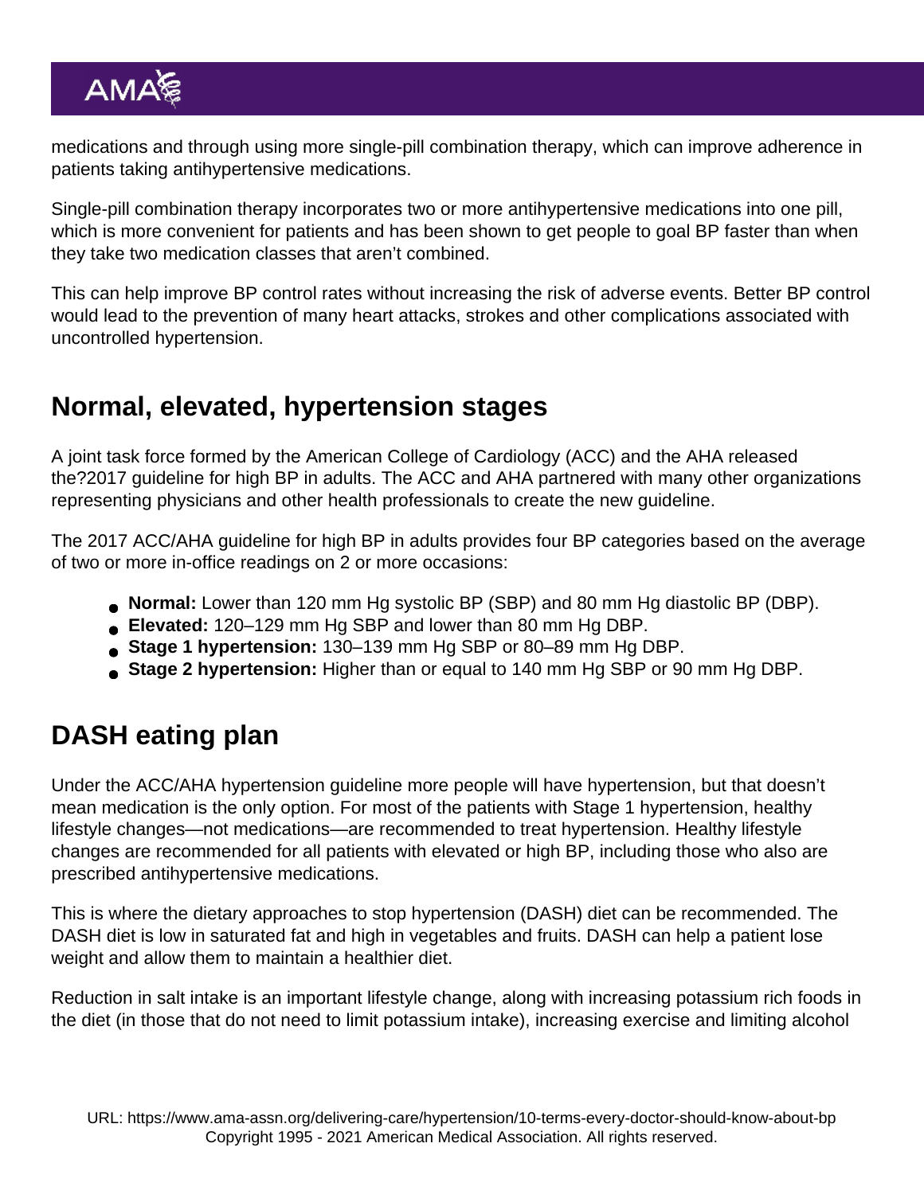medications and through using more single-pill combination therapy, which can improve adherence in patients taking antihypertensive medications.

Single-pill combination therapy incorporates two or more antihypertensive medications into one pill, which is more convenient for patients and has been shown to get people to goal BP faster than when they take two medication classes that aren't combined.

This can help improve BP control rates without increasing the risk of adverse events. Better BP control would lead to the prevention of many heart attacks, strokes and other complications associated with uncontrolled hypertension.

## Normal, elevated, hypertension stages

A joint task force formed by the American College of Cardiology (ACC) and the AHA released the?2017 guideline for high BP in adults. The ACC and AHA partnered with many other organizations representing physicians and other health professionals to create the new guideline.

The 2017 ACC/AHA guideline for high BP in adults provides four BP categories based on the average of two or more in-office readings on 2 or more occasions:

- **Normal:** Lower than 120 mm Hg systolic BP (SBP) and 80 mm Hg diastolic BP (DBP).
- **Elevated:** 120–129 mm Hg SBP and lower than 80 mm Hg DBP.
- **Stage 1 hypertension:** 130–139 mm Hg SBP or 80–89 mm Hg DBP.
- **Stage 2 hypertension:** Higher than or equal to 140 mm Hg SBP or 90 mm Hg DBP.

## DASH eating plan

Under the ACC/AHA hypertension guideline more people will have hypertension, but that doesn't mean medication is the only option. For most of the patients with Stage 1 hypertension, healthy lifestyle changes—not medications—are recommended to treat hypertension. Healthy lifestyle changes are recommended for all patients with elevated or high BP, including those who also are prescribed antihypertensive medications.

This is where the dietary approaches to stop hypertension (DASH) diet can be recommended. The DASH diet is low in saturated fat and high in vegetables and fruits. DASH can help a patient lose weight and allow them to maintain a healthier diet.

Reduction in salt intake is an important lifestyle change, along with increasing potassium rich foods in the diet (in those that do not need to limit potassium intake), increasing exercise and limiting alcohol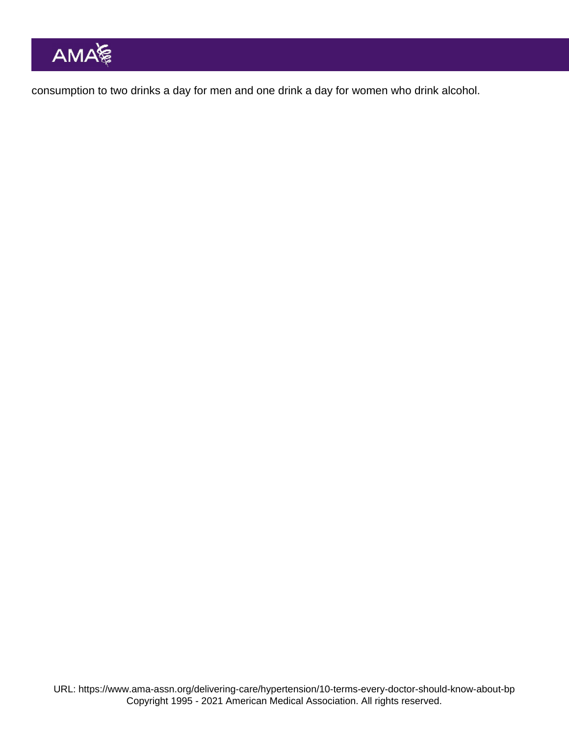consumption to two drinks a day for men and one drink a day for women who drink alcohol.